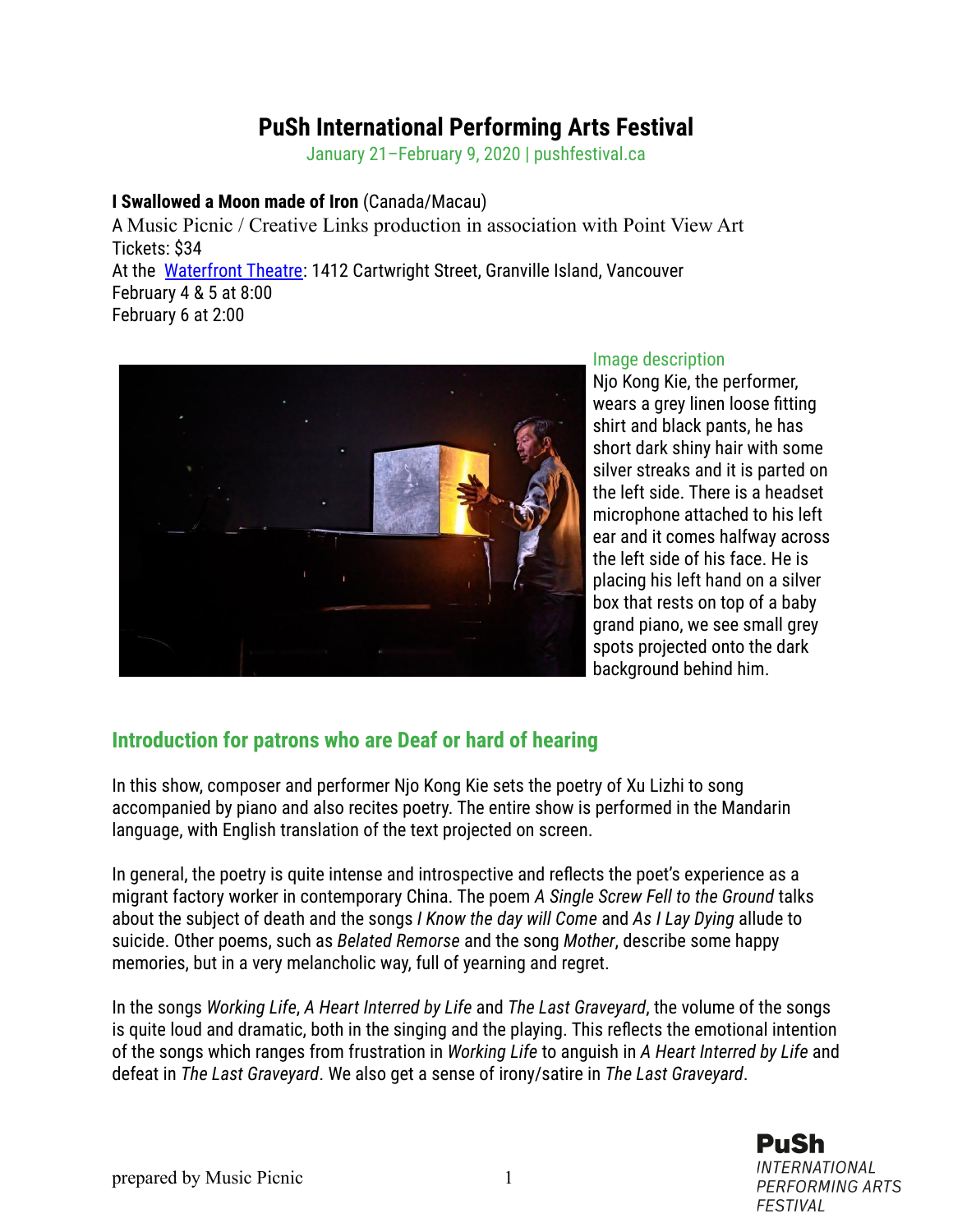# PuSh International Performing Arts Festival

January 21–February 9, 2020 | pushfestival.ca

**I Swallowed a Moon made of Iron** (Canada/Macau)
A Music Picnic / Creative Links production in association with Point View Art
Tickets: $34
At the Waterfront Theatre: 1412 Cartwright Street, Granville Island, Vancouver
February 4 & 5 at 8:00
February 6 at 2:00

Image description
Njo Kong Kie, the performer, wears a grey linen loose fitting shirt and black pants, he has short dark shiny hair with some silver streaks and it is parted on the left side. There is a headset microphone attached to his left ear and it comes halfway across the left side of his face. He is placing his left hand on a silver box that rests on top of a baby grand piano, we see small grey spots projected onto the dark background behind him.

## Introduction for patrons who are Deaf or hard of hearing

In this show, composer and performer Njo Kong Kie sets the poetry of Xu Lizhi to song accompanied by piano and also recites poetry. The entire show is performed in the Mandarin language, with English translation of the text projected on screen.

In general, the poetry is quite intense and introspective and reflects the poet's experience as a migrant factory worker in contemporary China. The poem *A Single Screw Fell to the Ground* talks about the subject of death and the songs *I Know the day will Come* and *As I Lay Dying* allude to suicide. Other poems, such as *Belated Remorse* and the song *Mother*, describe some happy memories, but in a very melancholic way, full of yearning and regret.

In the songs *Working Life*, *A Heart Interred by Life* and *The Last Graveyard*, the volume of the songs is quite loud and dramatic, both in the singing and the playing. This reflects the emotional intention of the songs which ranges from frustration in *Working Life* to anguish in *A Heart Interred by Life* and defeat in *The Last Graveyard*. We also get a sense of irony/satire in *The Last Graveyard*.

prepared by Music Picnic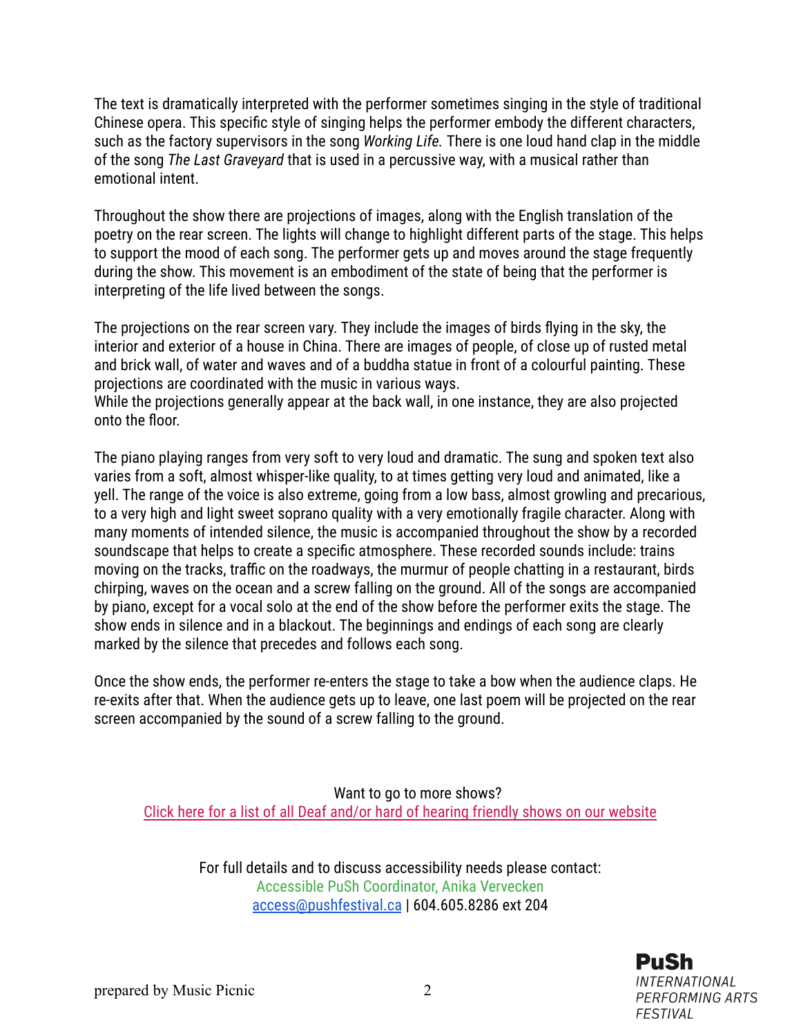The text is dramatically interpreted with the performer sometimes singing in the style of traditional Chinese opera. This specific style of singing helps the performer embody the different characters, such as the factory supervisors in the song *Working Life.* There is one loud hand clap in the middle of the song *The Last Graveyard* that is used in a percussive way, with a musical rather than emotional intent.

Throughout the show there are projections of images, along with the English translation of the poetry on the rear screen. The lights will change to highlight different parts of the stage. This helps to support the mood of each song. The performer gets up and moves around the stage frequently during the show. This movement is an embodiment of the state of being that the performer is interpreting of the life lived between the songs.

The projections on the rear screen vary. They include the images of birds flying in the sky, the interior and exterior of a house in China. There are images of people, of close up of rusted metal and brick wall, of water and waves and of a buddha statue in front of a colourful painting. These projections are coordinated with the music in various ways.
While the projections generally appear at the back wall, in one instance, they are also projected onto the floor.

The piano playing ranges from very soft to very loud and dramatic. The sung and spoken text also varies from a soft, almost whisper-like quality, to at times getting very loud and animated, like a yell. The range of the voice is also extreme, going from a low bass, almost growling and precarious, to a very high and light sweet soprano quality with a very emotionally fragile character. Along with many moments of intended silence, the music is accompanied throughout the show by a recorded soundscape that helps to create a specific atmosphere. These recorded sounds include: trains moving on the tracks, traffic on the roadways, the murmur of people chatting in a restaurant, birds chirping, waves on the ocean and a screw falling on the ground. All of the songs are accompanied by piano, except for a vocal solo at the end of the show before the performer exits the stage. The show ends in silence and in a blackout. The beginnings and endings of each song are clearly marked by the silence that precedes and follows each song.

Once the show ends, the performer re-enters the stage to take a bow when the audience claps. He re-exits after that. When the audience gets up to leave, one last poem will be projected on the rear screen accompanied by the sound of a screw falling to the ground.

Want to go to more shows?
Click here for a list of all Deaf and/or hard of hearing friendly shows on our website

For full details and to discuss accessibility needs please contact:
Accessible PuSh Coordinator, Anika Vervecken
access@pushfestival.ca | 604.605.8286 ext 204

prepared by Music Picnic

PuSh INTERNATIONAL PERFORMING ARTS FESTIVAL